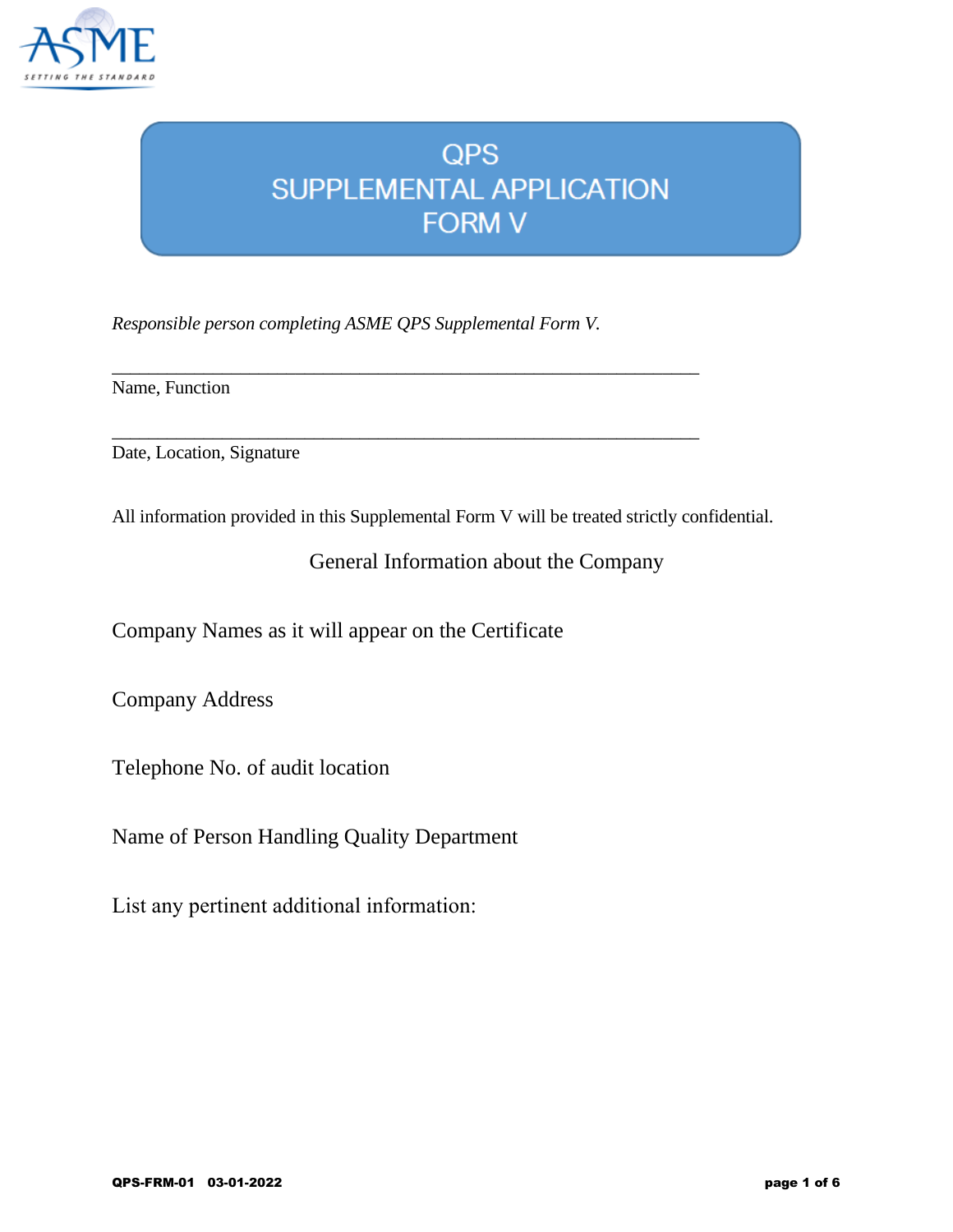# QPS
# SUPPLEMENTAL APPLICATION
# FORM V

*Responsible person completing ASME QPS Supplemental Form V.*

\_\_\_\_\_\_\_\_\_\_\_\_\_\_\_\_\_\_\_\_\_\_\_\_\_\_\_\_\_\_\_\_\_\_\_\_\_\_\_\_\_\_\_\_\_\_\_\_\_\_\_\_\_\_\_\_\_\_\_\_\_\_

Name, Function

\_\_\_\_\_\_\_\_\_\_\_\_\_\_\_\_\_\_\_\_\_\_\_\_\_\_\_\_\_\_\_\_\_\_\_\_\_\_\_\_\_\_\_\_\_\_\_\_\_\_\_\_\_\_\_\_\_\_\_\_\_\_

Date, Location, Signature

All information provided in this Supplemental Form V will be treated strictly confidential.

## General Information about the Company

Company Names as it will appear on the Certificate

Company Address

Telephone No. of audit location

Name of Person Handling Quality Department

List any pertinent additional information: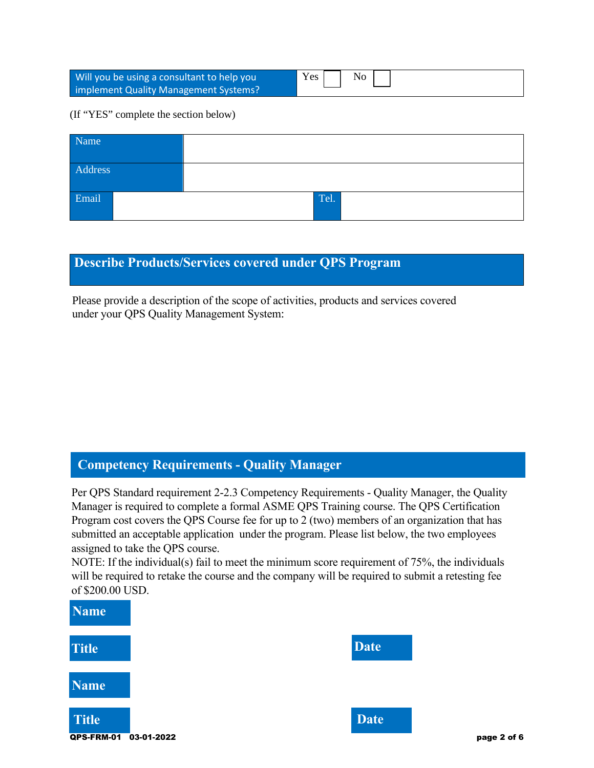| | | |
|---|---|---|
| Will you be using a consultant to help you implement Quality Management Systems? | Yes ☐ | No ☐ |

(If "YES" complete the section below)

| | | | |
|---|---|---|---|
| Name | | | |
| Address | | | |
| Email | | Tel. | |

## Describe Products/Services covered under QPS Program

Please provide a description of the scope of activities, products and services covered under your QPS Quality Management System:

## Competency Requirements - Quality Manager

Per QPS Standard requirement 2-2.3 Competency Requirements - Quality Manager, the Quality Manager is required to complete a formal ASME QPS Training course. The QPS Certification Program cost covers the QPS Course fee for up to 2 (two) members of an organization that has submitted an acceptable application under the program. Please list below, the two employees assigned to take the QPS course.

NOTE: If the individual(s) fail to meet the minimum score requirement of 75%, the individuals will be required to retake the course and the company will be required to submit a retesting fee of $200.00 USD.

| | | | |
|---|---|---|---|
| **Name** | | | |
| **Title** | | **Date** | |
| **Name** | | | |
| **Title** | | **Date** | |

QPS-FRM-01 03-01-2022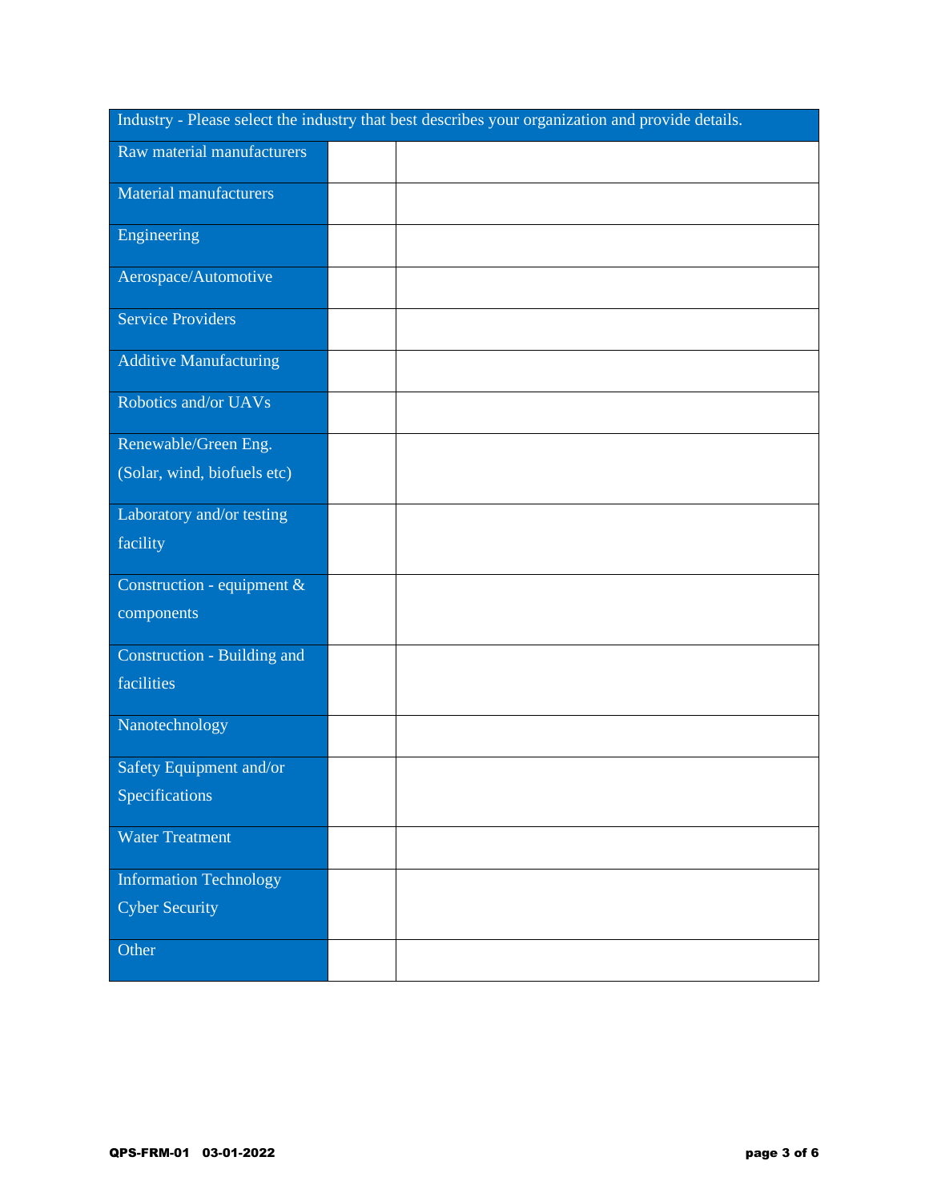| Industry - Please select the industry that best describes your organization and provide details. | | |
|---|---|---|
| Raw material manufacturers | | |
| Material manufacturers | | |
| Engineering | | |
| Aerospace/Automotive | | |
| Service Providers | | |
| Additive Manufacturing | | |
| Robotics and/or UAVs | | |
| Renewable/Green Eng. (Solar, wind, biofuels etc) | | |
| Laboratory and/or testing facility | | |
| Construction - equipment & components | | |
| Construction - Building and facilities | | |
| Nanotechnology | | |
| Safety Equipment and/or Specifications | | |
| Water Treatment | | |
| Information Technology Cyber Security | | |
| Other | | |

**QPS-FRM-01 03-01-2022**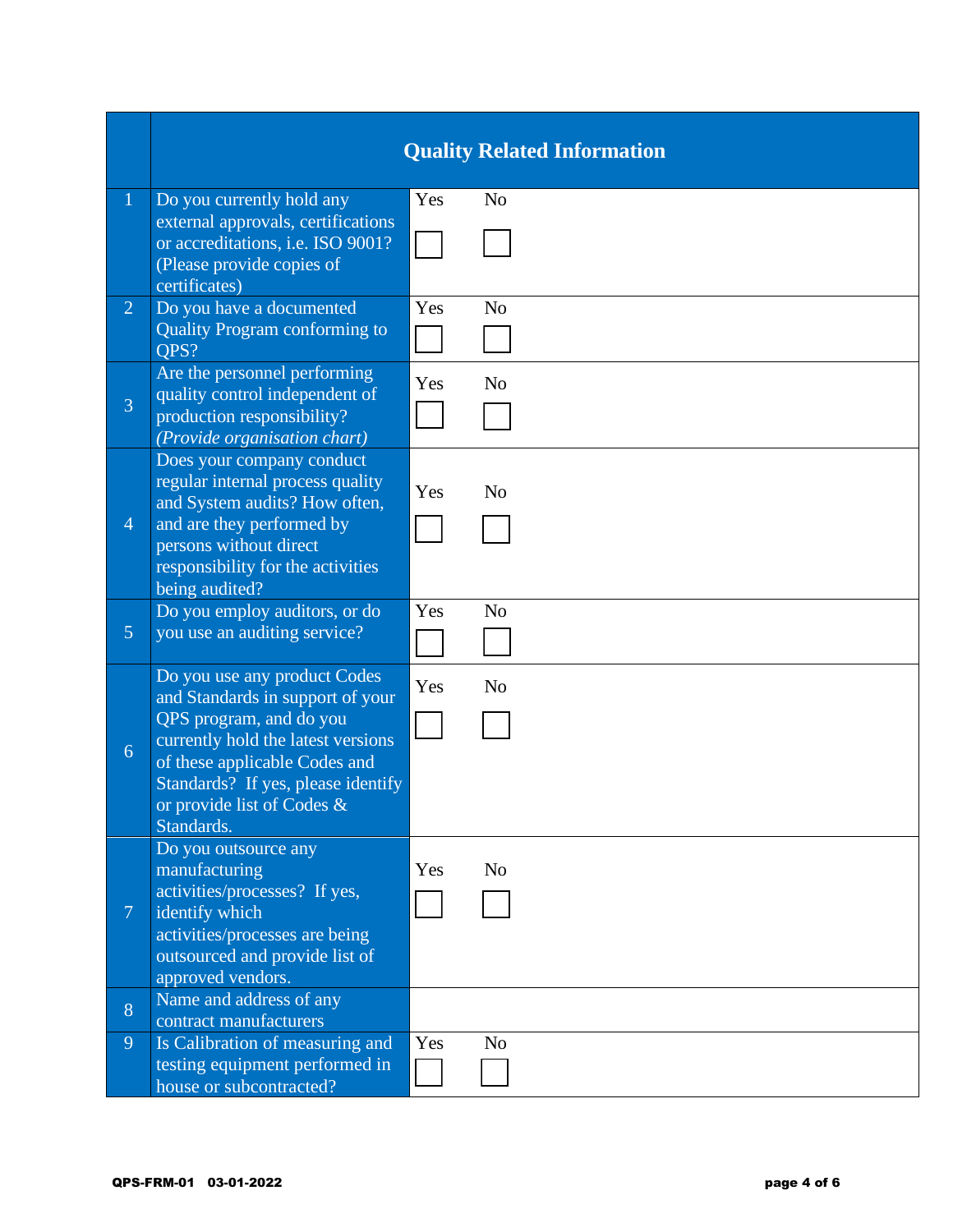| | Quality Related Information | | |
|---|---|---|---|
| 1 | Do you currently hold any external approvals, certifications or accreditations, i.e. ISO 9001? (Please provide copies of certificates) | Yes ☐ | No ☐ |
| 2 | Do you have a documented Quality Program conforming to QPS? | Yes ☐ | No ☐ |
| 3 | Are the personnel performing quality control independent of production responsibility? *(Provide organisation chart)* | Yes ☐ | No ☐ |
| 4 | Does your company conduct regular internal process quality and System audits? How often, and are they performed by persons without direct responsibility for the activities being audited? | Yes ☐ | No ☐ |
| 5 | Do you employ auditors, or do you use an auditing service? | Yes ☐ | No ☐ |
| 6 | Do you use any product Codes and Standards in support of your QPS program, and do you currently hold the latest versions of these applicable Codes and Standards? If yes, please identify or provide list of Codes & Standards. | Yes ☐ | No ☐ |
| 7 | Do you outsource any manufacturing activities/processes? If yes, identify which activities/processes are being outsourced and provide list of approved vendors. | Yes ☐ | No ☐ |
| 8 | Name and address of any contract manufacturers | | |
| 9 | Is Calibration of measuring and testing equipment performed in house or subcontracted? | Yes ☐ | No ☐ |

QPS-FRM-01 03-01-2022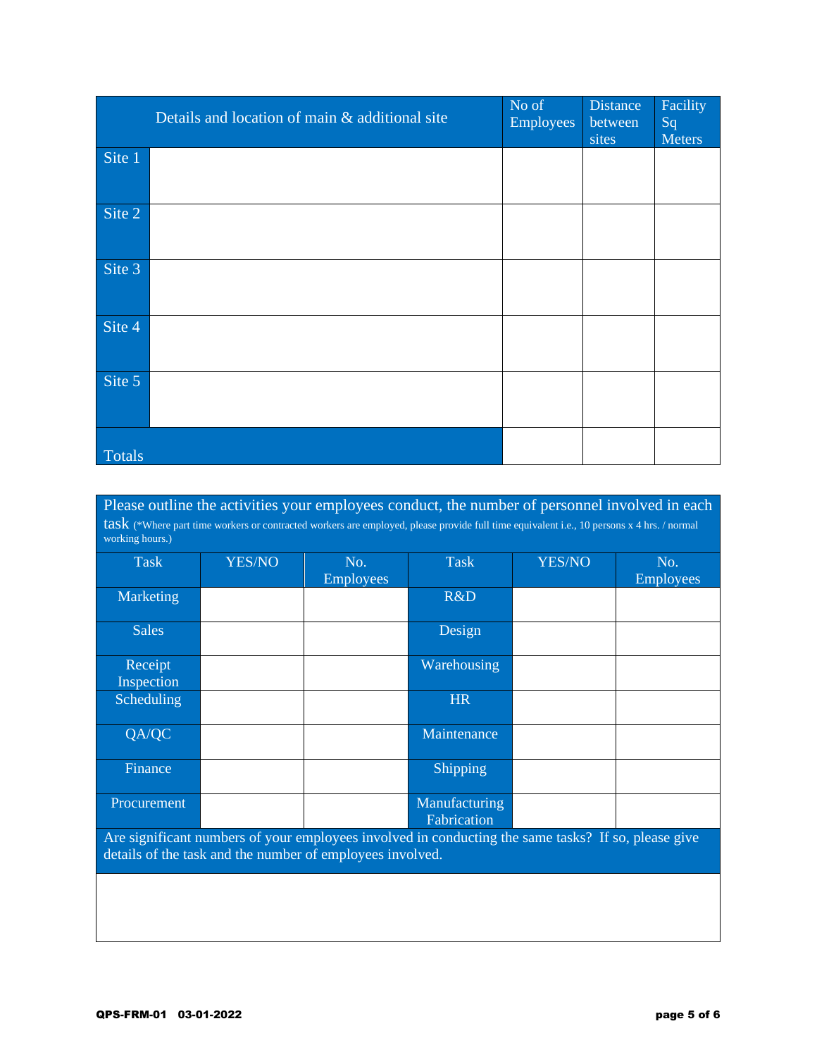| Details and location of main & additional site | | No of Employees | Distance between sites | Facility Sq Meters |
|---|---|---|---|---|
| Site 1 | | | | |
| Site 2 | | | | |
| Site 3 | | | | |
| Site 4 | | | | |
| Site 5 | | | | |
| Totals | | | | |

Please outline the activities your employees conduct, the number of personnel involved in each task (*Where part time workers or contracted workers are employed, please provide full time equivalent i.e., 10 persons x 4 hrs. / normal working hours.)

| Task | YES/NO | No. Employees | Task | YES/NO | No. Employees |
|---|---|---|---|---|---|
| Marketing | | | R&D | | |
| Sales | | | Design | | |
| Receipt Inspection | | | Warehousing | | |
| Scheduling | | | HR | | |
| QA/QC | | | Maintenance | | |
| Finance | | | Shipping | | |
| Procurement | | | Manufacturing Fabrication | | |

Are significant numbers of your employees involved in conducting the same tasks? If so, please give details of the task and the number of employees involved.

| |
|---|
| |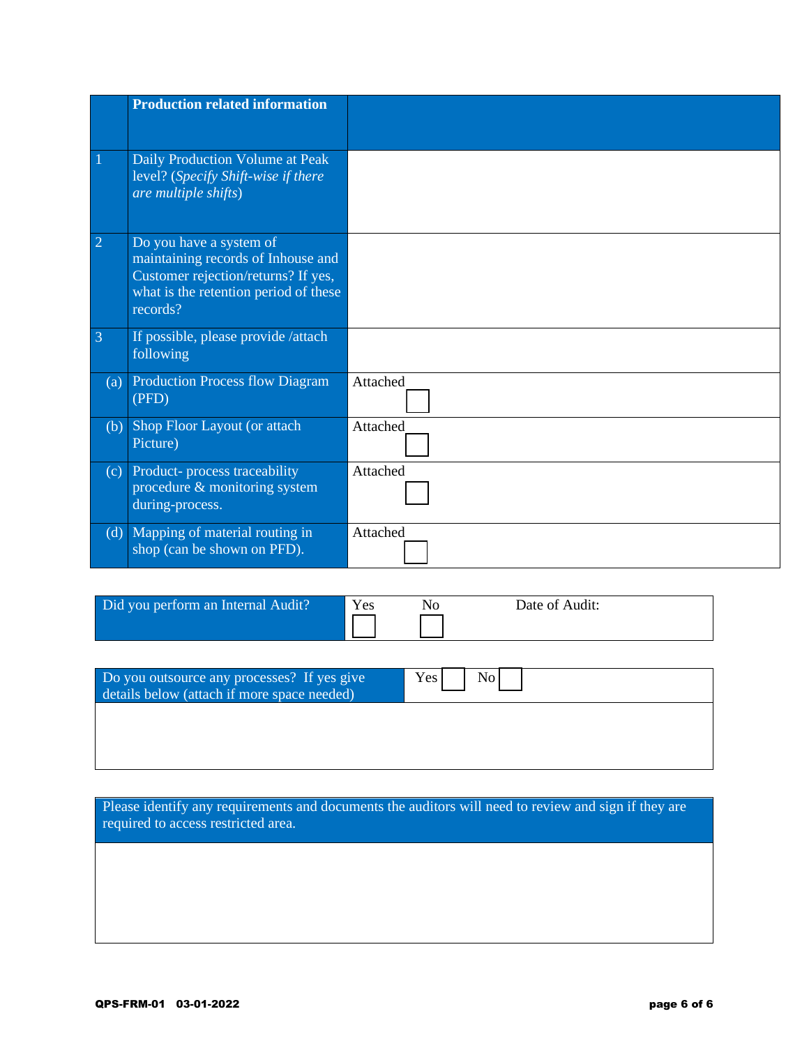| | Production related information | |
|---|---|---|
| 1 | Daily Production Volume at Peak level? (*Specify Shift-wise if there are multiple shifts*) | |
| 2 | Do you have a system of maintaining records of Inhouse and Customer rejection/returns? If yes, what is the retention period of these records? | |
| 3 | If possible, please provide /attach following | |
| (a) | Production Process flow Diagram (PFD) | Attached ☐ |
| (b) | Shop Floor Layout (or attach Picture) | Attached ☐ |
| (c) | Product- process traceability procedure & monitoring system during-process. | Attached ☐ |
| (d) | Mapping of material routing in shop (can be shown on PFD). | Attached ☐ |

| | | | |
|---|---|---|---|
| Did you perform an Internal Audit? | Yes ☐ | No ☐ | Date of Audit: |

| | |
|---|---|
| Do you outsource any processes? If yes give details below (attach if more space needed) | Yes ☐ No ☐ |
| | |

| |
|---|
| Please identify any requirements and documents the auditors will need to review and sign if they are required to access restricted area. |
| |

QPS-FRM-01 03-01-2022